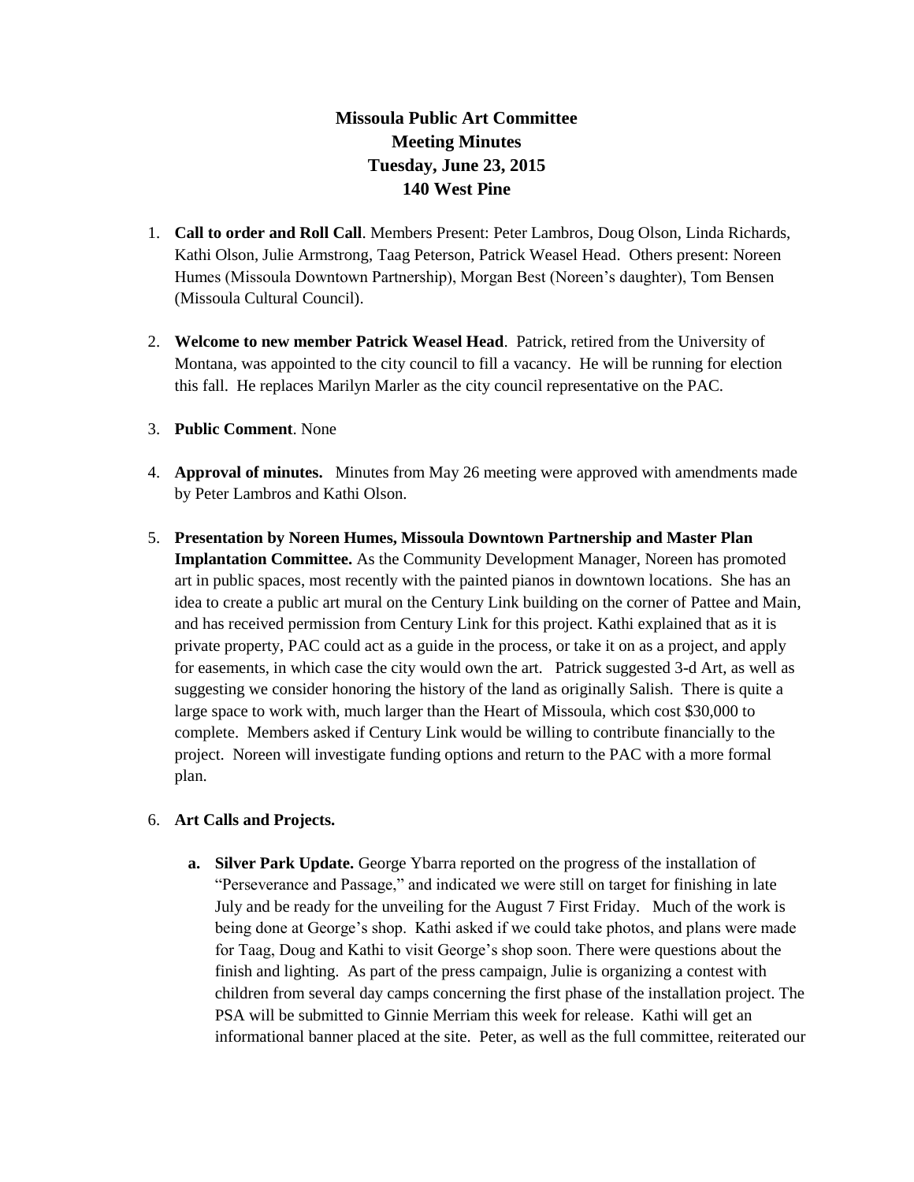# Missoula Public Art Committee
## Meeting Minutes
## Tuesday, June 23, 2015
## 140 West Pine

1. **Call to order and Roll Call**. Members Present: Peter Lambros, Doug Olson, Linda Richards, Kathi Olson, Julie Armstrong, Taag Peterson, Patrick Weasel Head. Others present: Noreen Humes (Missoula Downtown Partnership), Morgan Best (Noreen's daughter), Tom Bensen (Missoula Cultural Council).

2. **Welcome to new member Patrick Weasel Head**. Patrick, retired from the University of Montana, was appointed to the city council to fill a vacancy. He will be running for election this fall. He replaces Marilyn Marler as the city council representative on the PAC.

3. **Public Comment**. None

4. **Approval of minutes.** Minutes from May 26 meeting were approved with amendments made by Peter Lambros and Kathi Olson.

5. **Presentation by Noreen Humes, Missoula Downtown Partnership and Master Plan Implantation Committee.** As the Community Development Manager, Noreen has promoted art in public spaces, most recently with the painted pianos in downtown locations. She has an idea to create a public art mural on the Century Link building on the corner of Pattee and Main, and has received permission from Century Link for this project. Kathi explained that as it is private property, PAC could act as a guide in the process, or take it on as a project, and apply for easements, in which case the city would own the art. Patrick suggested 3-d Art, as well as suggesting we consider honoring the history of the land as originally Salish. There is quite a large space to work with, much larger than the Heart of Missoula, which cost $30,000 to complete. Members asked if Century Link would be willing to contribute financially to the project. Noreen will investigate funding options and return to the PAC with a more formal plan.

6. **Art Calls and Projects.**

   a. **Silver Park Update.** George Ybarra reported on the progress of the installation of "Perseverance and Passage," and indicated we were still on target for finishing in late July and be ready for the unveiling for the August 7 First Friday. Much of the work is being done at George's shop. Kathi asked if we could take photos, and plans were made for Taag, Doug and Kathi to visit George's shop soon. There were questions about the finish and lighting. As part of the press campaign, Julie is organizing a contest with children from several day camps concerning the first phase of the installation project. The PSA will be submitted to Ginnie Merriam this week for release. Kathi will get an informational banner placed at the site. Peter, as well as the full committee, reiterated our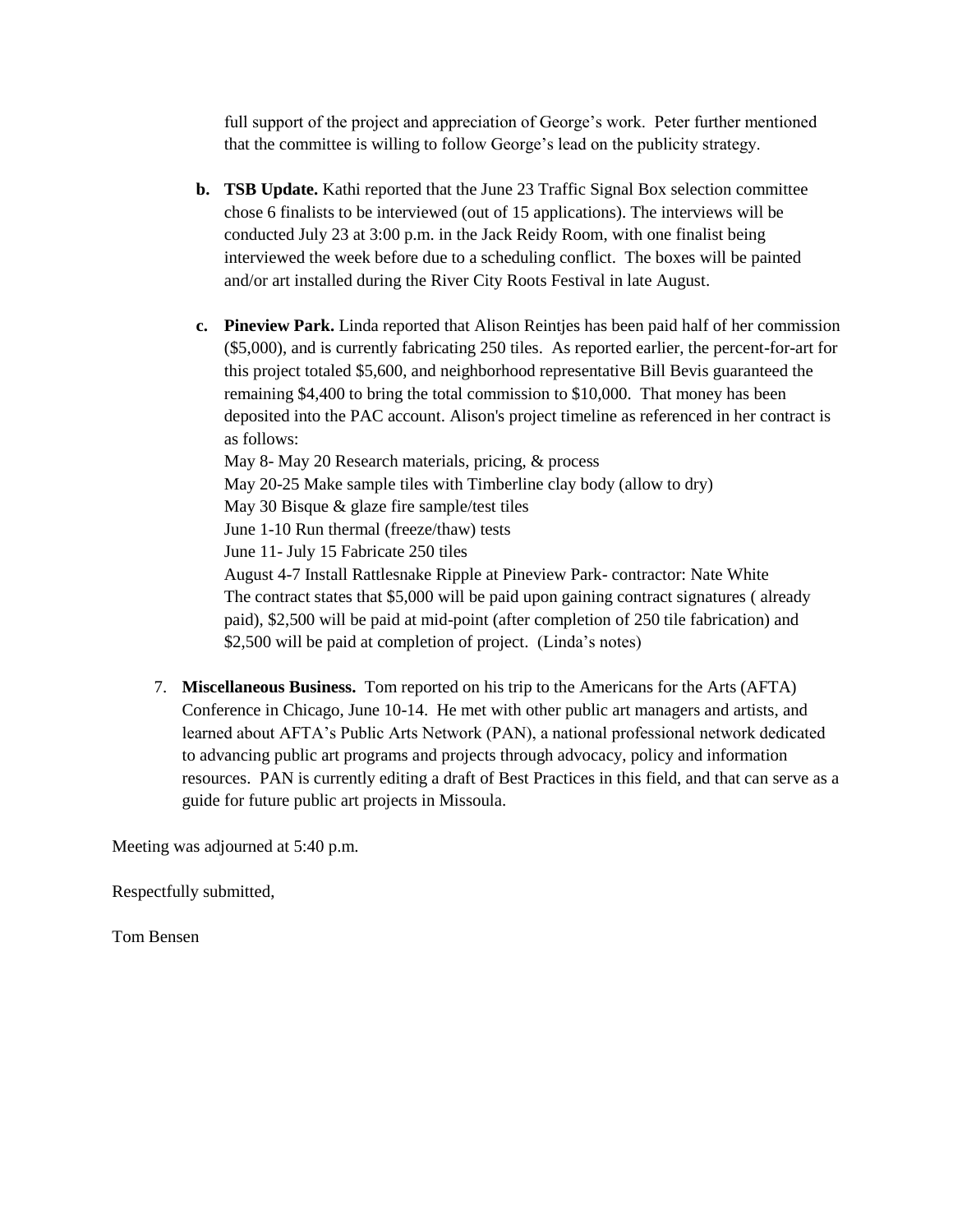full support of the project and appreciation of George's work. Peter further mentioned that the committee is willing to follow George's lead on the publicity strategy.

b. **TSB Update.** Kathi reported that the June 23 Traffic Signal Box selection committee chose 6 finalists to be interviewed (out of 15 applications). The interviews will be conducted July 23 at 3:00 p.m. in the Jack Reidy Room, with one finalist being interviewed the week before due to a scheduling conflict. The boxes will be painted and/or art installed during the River City Roots Festival in late August.

c. **Pineview Park.** Linda reported that Alison Reintjes has been paid half of her commission ($5,000), and is currently fabricating 250 tiles. As reported earlier, the percent-for-art for this project totaled $5,600, and neighborhood representative Bill Bevis guaranteed the remaining $4,400 to bring the total commission to $10,000. That money has been deposited into the PAC account. Alison's project timeline as referenced in her contract is as follows:
May 8- May 20 Research materials, pricing, & process
May 20-25 Make sample tiles with Timberline clay body (allow to dry)
May 30 Bisque & glaze fire sample/test tiles
June 1-10 Run thermal (freeze/thaw) tests
June 11- July 15 Fabricate 250 tiles
August 4-7 Install Rattlesnake Ripple at Pineview Park- contractor: Nate White
The contract states that $5,000 will be paid upon gaining contract signatures ( already paid), $2,500 will be paid at mid-point (after completion of 250 tile fabrication) and $2,500 will be paid at completion of project. (Linda's notes)

7. **Miscellaneous Business.** Tom reported on his trip to the Americans for the Arts (AFTA) Conference in Chicago, June 10-14. He met with other public art managers and artists, and learned about AFTA's Public Arts Network (PAN), a national professional network dedicated to advancing public art programs and projects through advocacy, policy and information resources. PAN is currently editing a draft of Best Practices in this field, and that can serve as a guide for future public art projects in Missoula.

Meeting was adjourned at 5:40 p.m.

Respectfully submitted,

Tom Bensen